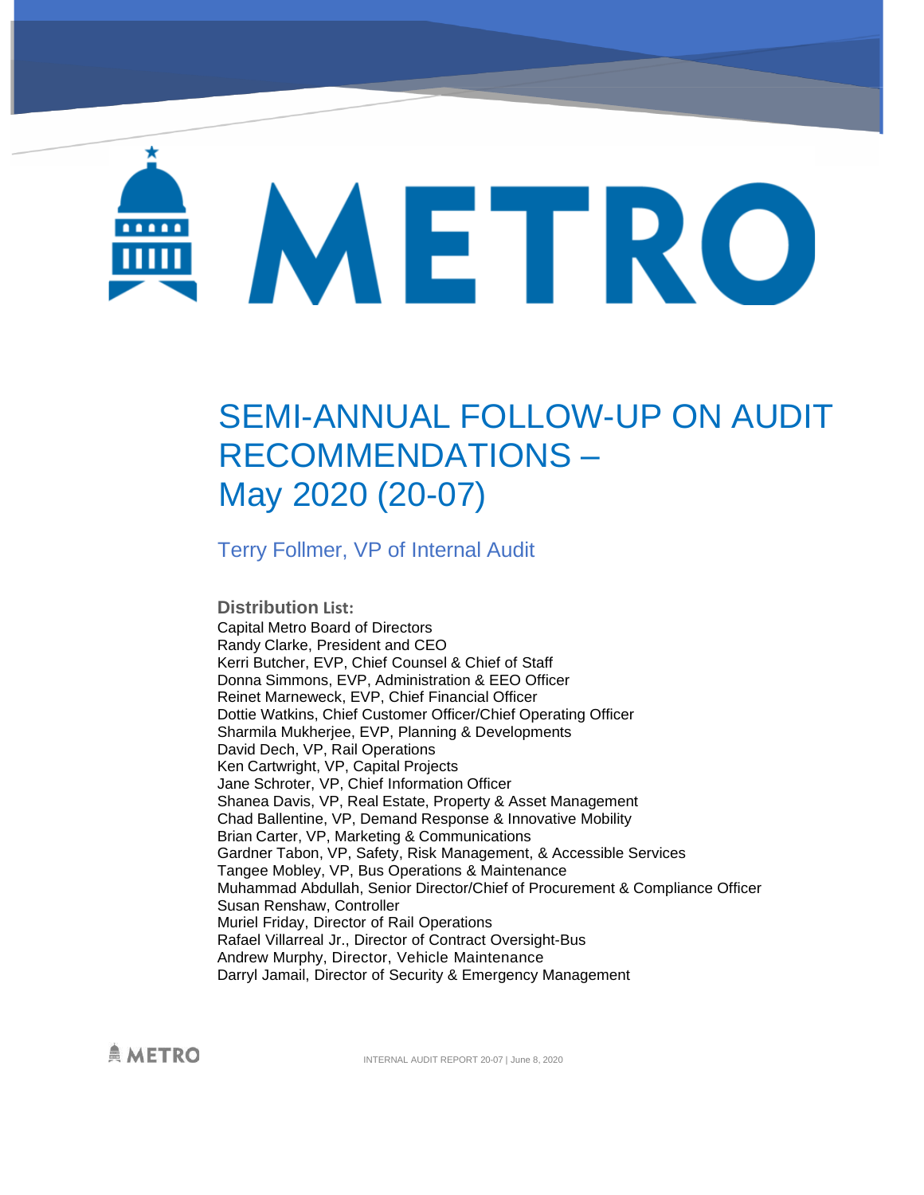# METRO

# SEMI-ANNUAL FOLLOW-UP ON AUDIT RECOMMENDATIONS – May 2020 (20-07)

Terry Follmer, VP of Internal Audit

**Distribution List:**

Capital Metro Board of Directors
Randy Clarke, President and CEO
Kerri Butcher, EVP, Chief Counsel & Chief of Staff
Donna Simmons, EVP, Administration & EEO Officer
Reinet Marneweck, EVP, Chief Financial Officer
Dottie Watkins, Chief Customer Officer/Chief Operating Officer
Sharmila Mukherjee, EVP, Planning & Developments
David Dech, VP, Rail Operations
Ken Cartwright, VP, Capital Projects
Jane Schroter, VP, Chief Information Officer
Shanea Davis, VP, Real Estate, Property & Asset Management
Chad Ballentine, VP, Demand Response & Innovative Mobility
Brian Carter, VP, Marketing & Communications
Gardner Tabon, VP, Safety, Risk Management, & Accessible Services
Tangee Mobley, VP, Bus Operations & Maintenance
Muhammad Abdullah, Senior Director/Chief of Procurement & Compliance Officer
Susan Renshaw, Controller
Muriel Friday, Director of Rail Operations
Rafael Villarreal Jr., Director of Contract Oversight-Bus
Andrew Murphy, Director, Vehicle Maintenance
Darryl Jamail, Director of Security & Emergency Management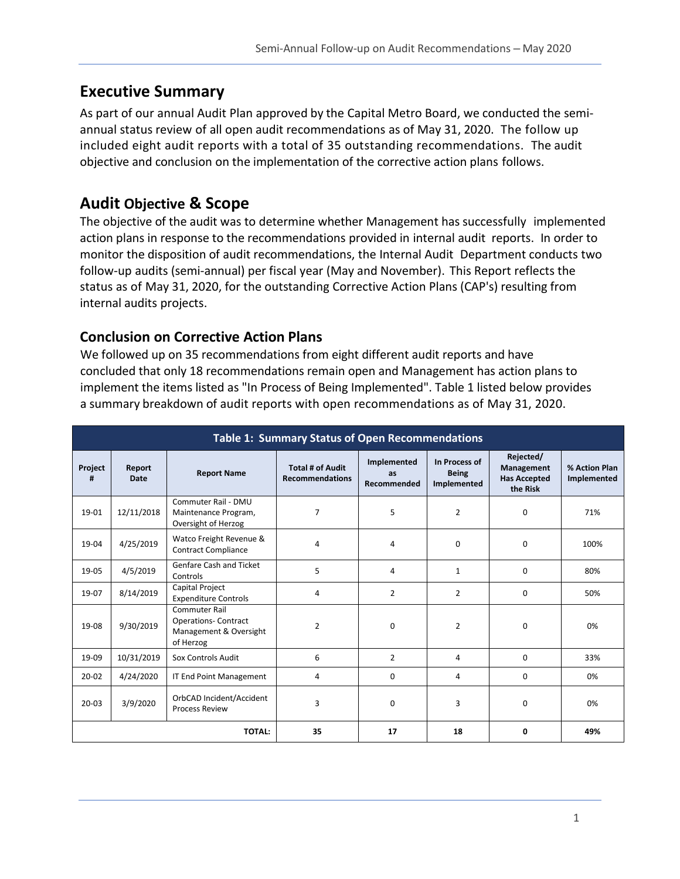## Executive Summary

As part of our annual Audit Plan approved by the Capital Metro Board, we conducted the semi-annual status review of all open audit recommendations as of May 31, 2020. The follow up included eight audit reports with a total of 35 outstanding recommendations. The audit objective and conclusion on the implementation of the corrective action plans follows.

## Audit Objective & Scope

The objective of the audit was to determine whether Management has successfully implemented action plans in response to the recommendations provided in internal audit reports. In order to monitor the disposition of audit recommendations, the Internal Audit Department conducts two follow-up audits (semi-annual) per fiscal year (May and November). This Report reflects the status as of May 31, 2020, for the outstanding Corrective Action Plans (CAP's) resulting from internal audits projects.

### Conclusion on Corrective Action Plans

We followed up on 35 recommendations from eight different audit reports and have concluded that only 18 recommendations remain open and Management has action plans to implement the items listed as "In Process of Being Implemented". Table 1 listed below provides a summary breakdown of audit reports with open recommendations as of May 31, 2020.

**Table 1: Summary Status of Open Recommendations**

| Project # | Report Date | Report Name | Total # of Audit Recommendations | Implemented as Recommended | In Process of Being Implemented | Rejected/ Management Has Accepted the Risk | % Action Plan Implemented |
|---|---|---|---|---|---|---|---|
| 19-01 | 12/11/2018 | Commuter Rail - DMU Maintenance Program, Oversight of Herzog | 7 | 5 | 2 | 0 | 71% |
| 19-04 | 4/25/2019 | Watco Freight Revenue & Contract Compliance | 4 | 4 | 0 | 0 | 100% |
| 19-05 | 4/5/2019 | Genfare Cash and Ticket Controls | 5 | 4 | 1 | 0 | 80% |
| 19-07 | 8/14/2019 | Capital Project Expenditure Controls | 4 | 2 | 2 | 0 | 50% |
| 19-08 | 9/30/2019 | Commuter Rail Operations- Contract Management & Oversight of Herzog | 2 | 0 | 2 | 0 | 0% |
| 19-09 | 10/31/2019 | Sox Controls Audit | 6 | 2 | 4 | 0 | 33% |
| 20-02 | 4/24/2020 | IT End Point Management | 4 | 0 | 4 | 0 | 0% |
| 20-03 | 3/9/2020 | OrbCAD Incident/Accident Process Review | 3 | 0 | 3 | 0 | 0% |
| | | **TOTAL:** | **35** | **17** | **18** | **0** | **49%** |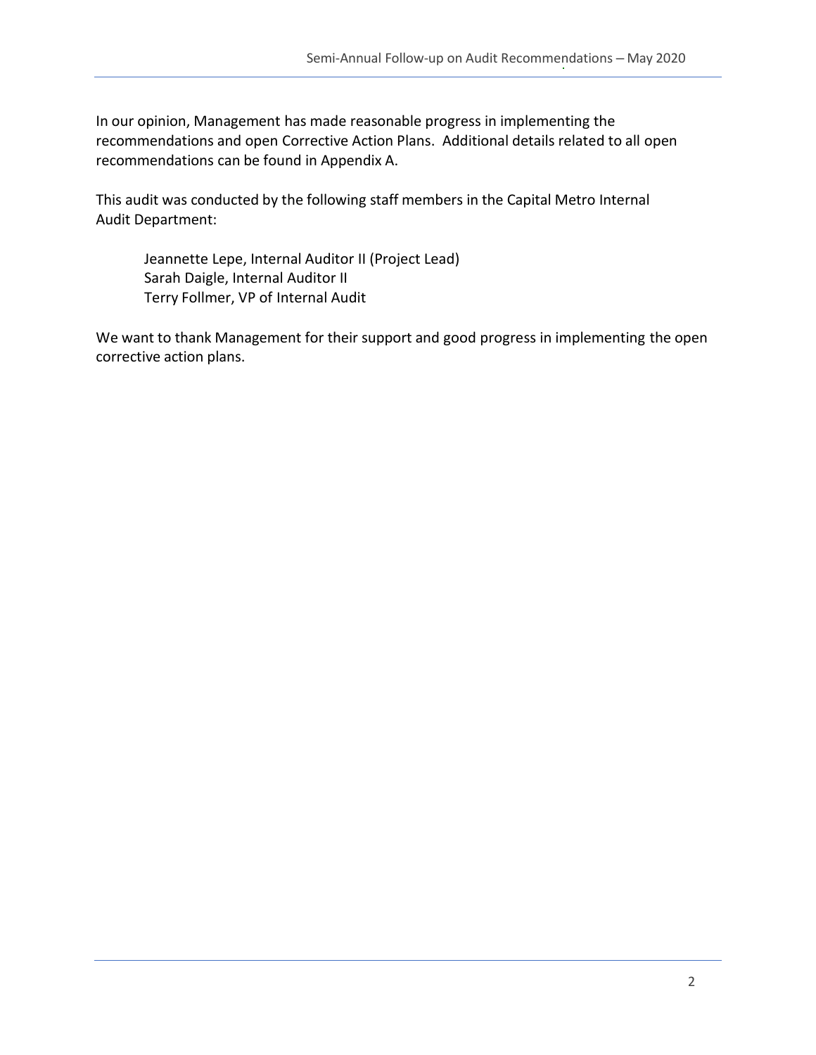In our opinion, Management has made reasonable progress in implementing the recommendations and open Corrective Action Plans. Additional details related to all open recommendations can be found in Appendix A.

This audit was conducted by the following staff members in the Capital Metro Internal Audit Department:

Jeannette Lepe, Internal Auditor II (Project Lead)
Sarah Daigle, Internal Auditor II
Terry Follmer, VP of Internal Audit

We want to thank Management for their support and good progress in implementing the open corrective action plans.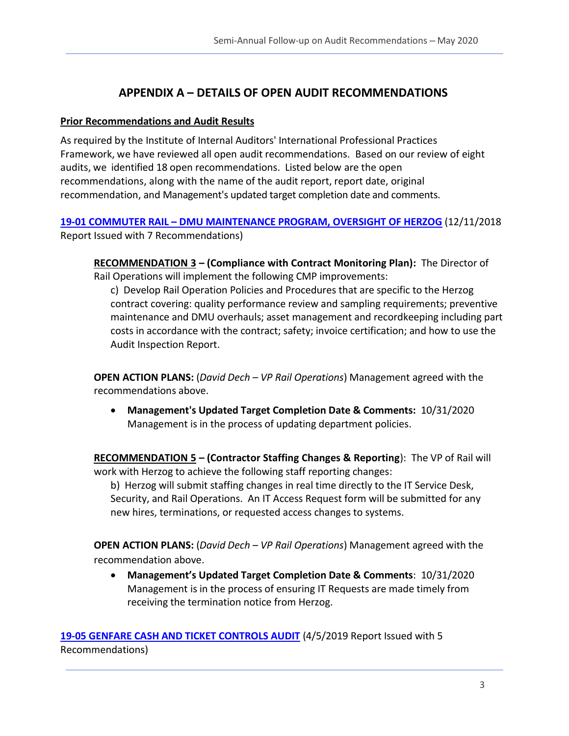## APPENDIX A – DETAILS OF OPEN AUDIT RECOMMENDATIONS

**Prior Recommendations and Audit Results**

As required by the Institute of Internal Auditors' International Professional Practices Framework, we have reviewed all open audit recommendations. Based on our review of eight audits, we identified 18 open recommendations. Listed below are the open recommendations, along with the name of the audit report, report date, original recommendation, and Management's updated target completion date and comments.

**19-01 COMMUTER RAIL – DMU MAINTENANCE PROGRAM, OVERSIGHT OF HERZOG** (12/11/2018 Report Issued with 7 Recommendations)

**RECOMMENDATION 3 – (Compliance with Contract Monitoring Plan):** The Director of Rail Operations will implement the following CMP improvements:

c) Develop Rail Operation Policies and Procedures that are specific to the Herzog contract covering: quality performance review and sampling requirements; preventive maintenance and DMU overhauls; asset management and recordkeeping including part costs in accordance with the contract; safety; invoice certification; and how to use the Audit Inspection Report.

**OPEN ACTION PLANS:** (*David Dech – VP Rail Operations*) Management agreed with the recommendations above.

- **Management's Updated Target Completion Date & Comments:** 10/31/2020 Management is in the process of updating department policies.

**RECOMMENDATION 5 – (Contractor Staffing Changes & Reporting**): The VP of Rail will work with Herzog to achieve the following staff reporting changes:

b) Herzog will submit staffing changes in real time directly to the IT Service Desk, Security, and Rail Operations. An IT Access Request form will be submitted for any new hires, terminations, or requested access changes to systems.

**OPEN ACTION PLANS:** (*David Dech – VP Rail Operations*) Management agreed with the recommendation above.

- **Management's Updated Target Completion Date & Comments**: 10/31/2020 Management is in the process of ensuring IT Requests are made timely from receiving the termination notice from Herzog.

**19-05 GENFARE CASH AND TICKET CONTROLS AUDIT** (4/5/2019 Report Issued with 5 Recommendations)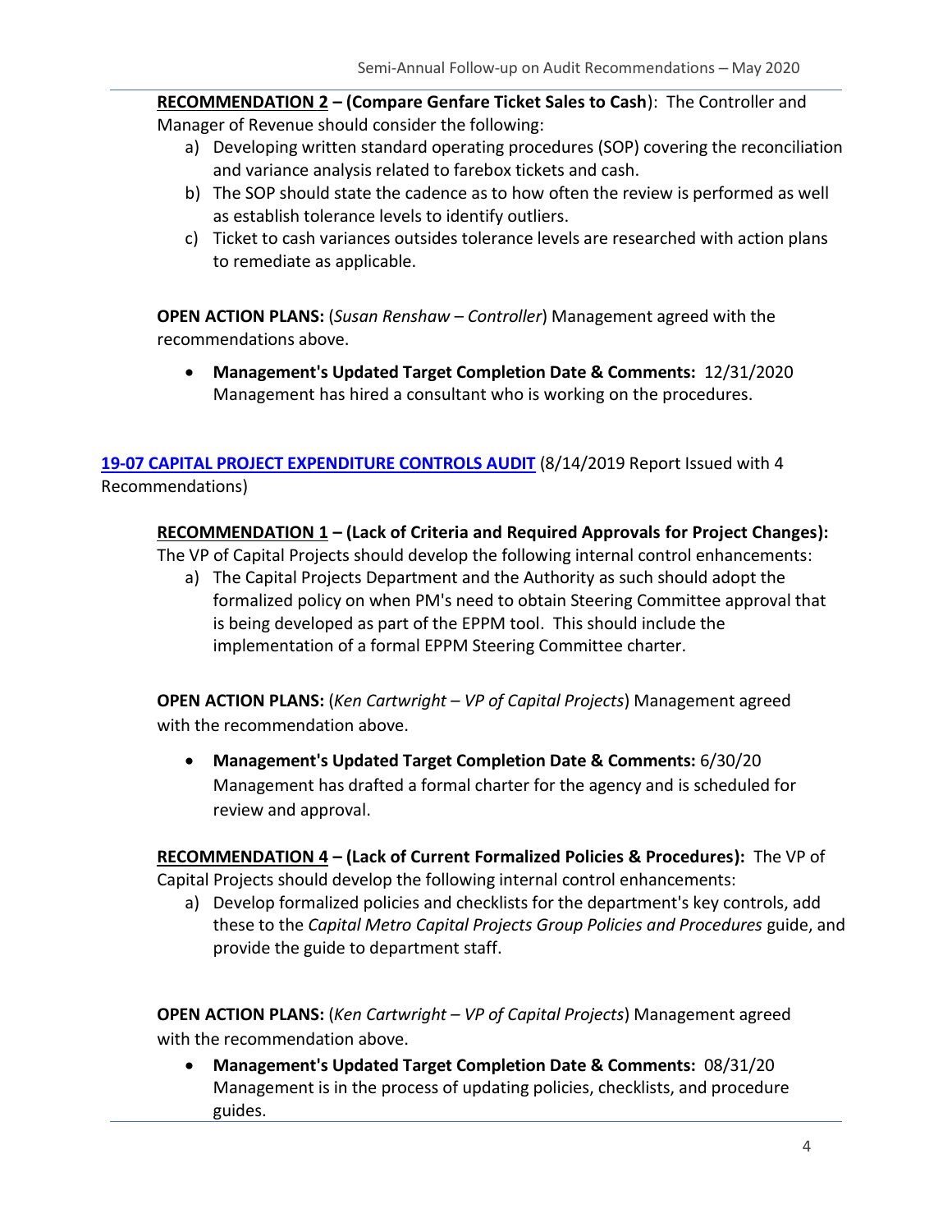**RECOMMENDATION 2 – (Compare Genfare Ticket Sales to Cash)**: The Controller and Manager of Revenue should consider the following:

a) Developing written standard operating procedures (SOP) covering the reconciliation and variance analysis related to farebox tickets and cash.
b) The SOP should state the cadence as to how often the review is performed as well as establish tolerance levels to identify outliers.
c) Ticket to cash variances outsides tolerance levels are researched with action plans to remediate as applicable.

**OPEN ACTION PLANS:** (*Susan Renshaw – Controller*) Management agreed with the recommendations above.

- **Management's Updated Target Completion Date & Comments:** 12/31/2020 Management has hired a consultant who is working on the procedures.

**19-07 CAPITAL PROJECT EXPENDITURE CONTROLS AUDIT** (8/14/2019 Report Issued with 4 Recommendations)

**RECOMMENDATION 1 – (Lack of Criteria and Required Approvals for Project Changes):** The VP of Capital Projects should develop the following internal control enhancements:

a) The Capital Projects Department and the Authority as such should adopt the formalized policy on when PM's need to obtain Steering Committee approval that is being developed as part of the EPPM tool. This should include the implementation of a formal EPPM Steering Committee charter.

**OPEN ACTION PLANS:** (*Ken Cartwright – VP of Capital Projects*) Management agreed with the recommendation above.

- **Management's Updated Target Completion Date & Comments:** 6/30/20 Management has drafted a formal charter for the agency and is scheduled for review and approval.

**RECOMMENDATION 4 – (Lack of Current Formalized Policies & Procedures):** The VP of Capital Projects should develop the following internal control enhancements:

a) Develop formalized policies and checklists for the department's key controls, add these to the *Capital Metro Capital Projects Group Policies and Procedures* guide, and provide the guide to department staff.

**OPEN ACTION PLANS:** (*Ken Cartwright – VP of Capital Projects*) Management agreed with the recommendation above.

- **Management's Updated Target Completion Date & Comments:** 08/31/20 Management is in the process of updating policies, checklists, and procedure guides.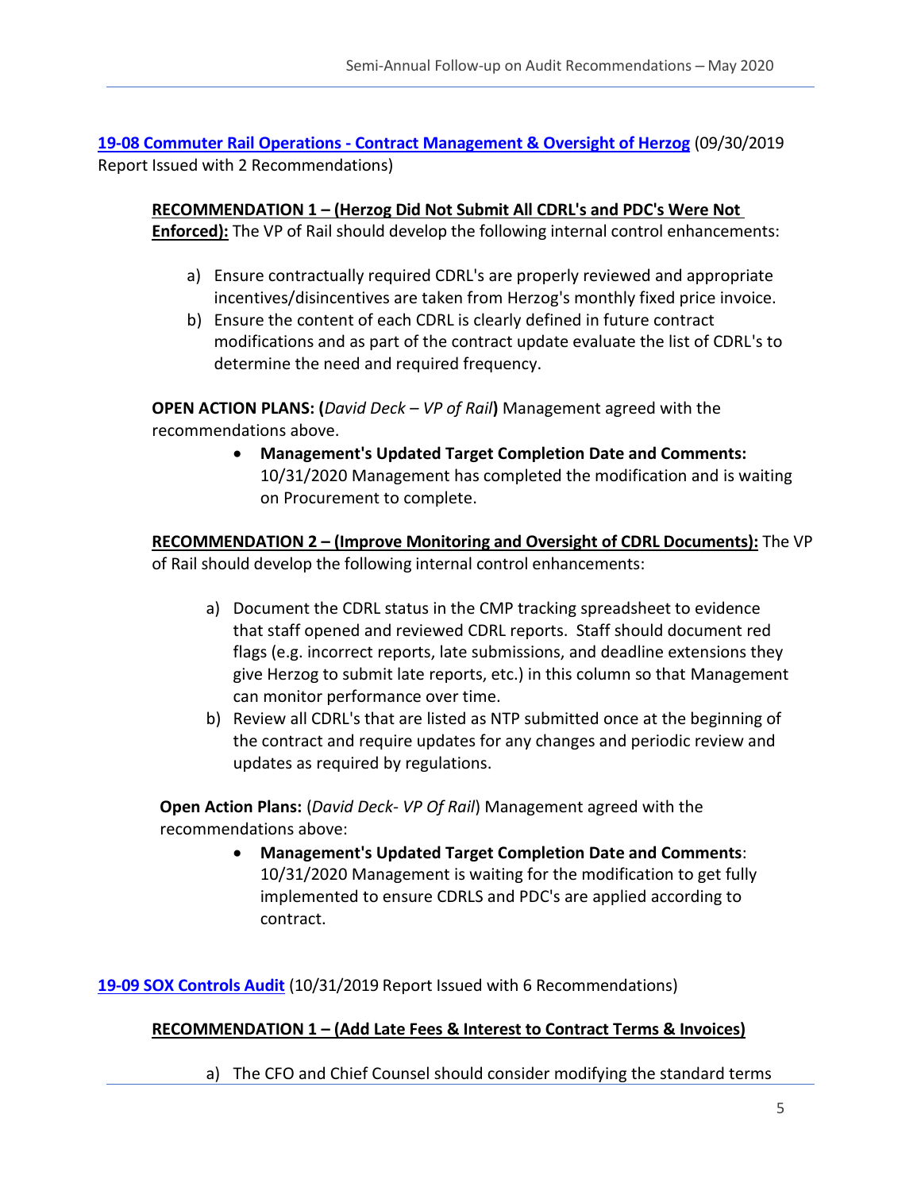**19-08 Commuter Rail Operations - Contract Management & Oversight of Herzog** (09/30/2019 Report Issued with 2 Recommendations)

**RECOMMENDATION 1 – (Herzog Did Not Submit All CDRL's and PDC's Were Not Enforced):** The VP of Rail should develop the following internal control enhancements:

a) Ensure contractually required CDRL's are properly reviewed and appropriate incentives/disincentives are taken from Herzog's monthly fixed price invoice.
b) Ensure the content of each CDRL is clearly defined in future contract modifications and as part of the contract update evaluate the list of CDRL's to determine the need and required frequency.

**OPEN ACTION PLANS: (***David Deck – VP of Rail***)** Management agreed with the recommendations above.

- **Management's Updated Target Completion Date and Comments:** 10/31/2020 Management has completed the modification and is waiting on Procurement to complete.

**RECOMMENDATION 2 – (Improve Monitoring and Oversight of CDRL Documents):** The VP of Rail should develop the following internal control enhancements:

a) Document the CDRL status in the CMP tracking spreadsheet to evidence that staff opened and reviewed CDRL reports. Staff should document red flags (e.g. incorrect reports, late submissions, and deadline extensions they give Herzog to submit late reports, etc.) in this column so that Management can monitor performance over time.
b) Review all CDRL's that are listed as NTP submitted once at the beginning of the contract and require updates for any changes and periodic review and updates as required by regulations.

**Open Action Plans:** (*David Deck- VP Of Rail*) Management agreed with the recommendations above:

- **Management's Updated Target Completion Date and Comments**: 10/31/2020 Management is waiting for the modification to get fully implemented to ensure CDRLS and PDC's are applied according to contract.

**19-09 SOX Controls Audit** (10/31/2019 Report Issued with 6 Recommendations)

**RECOMMENDATION 1 – (Add Late Fees & Interest to Contract Terms & Invoices)**

a) The CFO and Chief Counsel should consider modifying the standard terms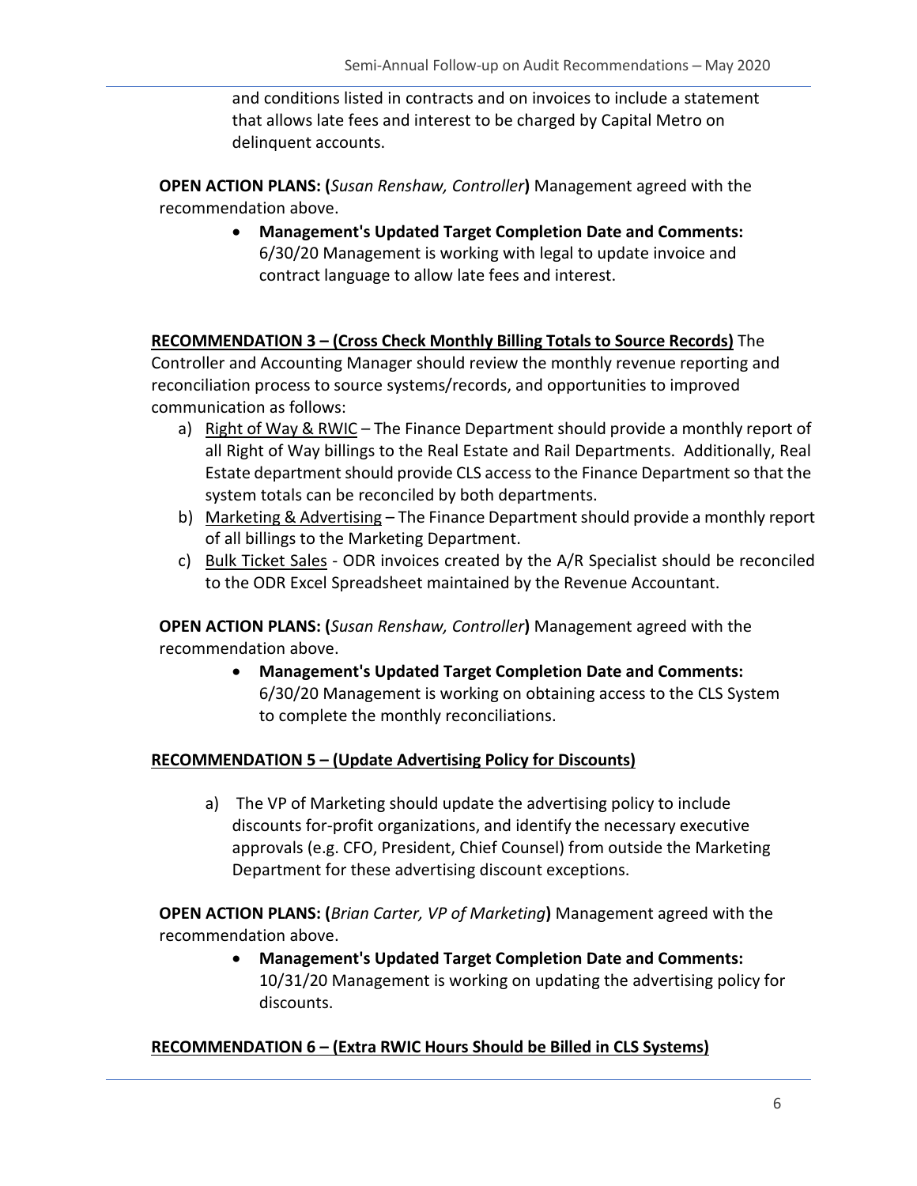and conditions listed in contracts and on invoices to include a statement that allows late fees and interest to be charged by Capital Metro on delinquent accounts.

**OPEN ACTION PLANS: (*Susan Renshaw, Controller*)** Management agreed with the recommendation above.

- **Management's Updated Target Completion Date and Comments:** 6/30/20 Management is working with legal to update invoice and contract language to allow late fees and interest.

**<u>RECOMMENDATION 3 – (Cross Check Monthly Billing Totals to Source Records)</u>** The Controller and Accounting Manager should review the monthly revenue reporting and reconciliation process to source systems/records, and opportunities to improved communication as follows:

a) <u>Right of Way & RWIC</u> – The Finance Department should provide a monthly report of all Right of Way billings to the Real Estate and Rail Departments. Additionally, Real Estate department should provide CLS access to the Finance Department so that the system totals can be reconciled by both departments.
b) <u>Marketing & Advertising</u> – The Finance Department should provide a monthly report of all billings to the Marketing Department.
c) <u>Bulk Ticket Sales</u> - ODR invoices created by the A/R Specialist should be reconciled to the ODR Excel Spreadsheet maintained by the Revenue Accountant.

**OPEN ACTION PLANS: (*Susan Renshaw, Controller*)** Management agreed with the recommendation above.

- **Management's Updated Target Completion Date and Comments:** 6/30/20 Management is working on obtaining access to the CLS System to complete the monthly reconciliations.

**<u>RECOMMENDATION 5 – (Update Advertising Policy for Discounts)</u>**

a) The VP of Marketing should update the advertising policy to include discounts for-profit organizations, and identify the necessary executive approvals (e.g. CFO, President, Chief Counsel) from outside the Marketing Department for these advertising discount exceptions.

**OPEN ACTION PLANS: (*Brian Carter, VP of Marketing*)** Management agreed with the recommendation above.

- **Management's Updated Target Completion Date and Comments:** 10/31/20 Management is working on updating the advertising policy for discounts.

**<u>RECOMMENDATION 6 – (Extra RWIC Hours Should be Billed in CLS Systems)</u>**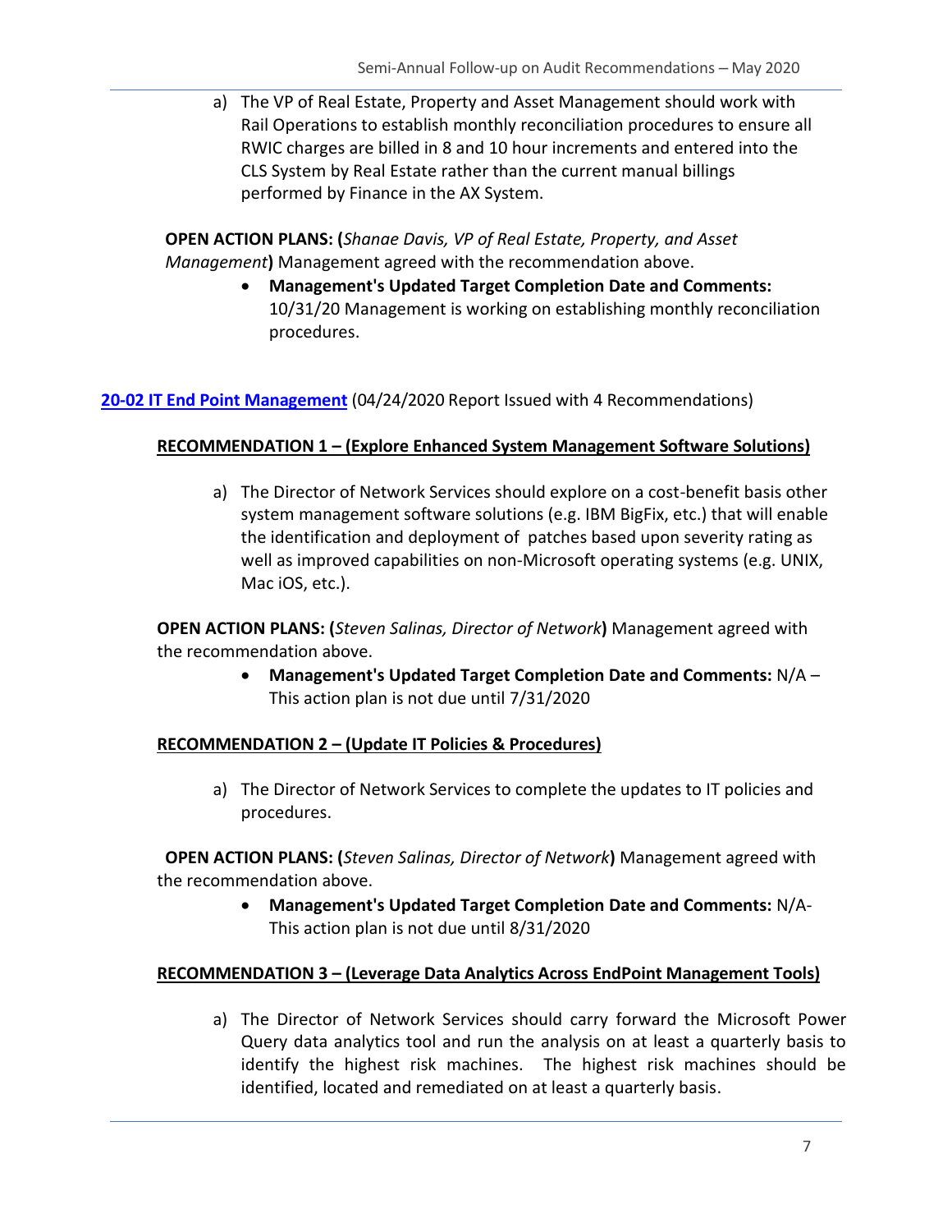a) The VP of Real Estate, Property and Asset Management should work with Rail Operations to establish monthly reconciliation procedures to ensure all RWIC charges are billed in 8 and 10 hour increments and entered into the CLS System by Real Estate rather than the current manual billings performed by Finance in the AX System.

**OPEN ACTION PLANS: (***Shanae Davis, VP of Real Estate, Property, and Asset Management***)** Management agreed with the recommendation above.

- **Management's Updated Target Completion Date and Comments:** 10/31/20 Management is working on establishing monthly reconciliation procedures.

**20-02 IT End Point Management** (04/24/2020 Report Issued with 4 Recommendations)

**RECOMMENDATION 1 – (Explore Enhanced System Management Software Solutions)**

a) The Director of Network Services should explore on a cost-benefit basis other system management software solutions (e.g. IBM BigFix, etc.) that will enable the identification and deployment of patches based upon severity rating as well as improved capabilities on non-Microsoft operating systems (e.g. UNIX, Mac iOS, etc.).

**OPEN ACTION PLANS: (***Steven Salinas, Director of Network***)** Management agreed with the recommendation above.

- **Management's Updated Target Completion Date and Comments:** N/A – This action plan is not due until 7/31/2020

**RECOMMENDATION 2 – (Update IT Policies & Procedures)**

a) The Director of Network Services to complete the updates to IT policies and procedures.

**OPEN ACTION PLANS: (***Steven Salinas, Director of Network***)** Management agreed with the recommendation above.

- **Management's Updated Target Completion Date and Comments:** N/A- This action plan is not due until 8/31/2020

**RECOMMENDATION 3 – (Leverage Data Analytics Across EndPoint Management Tools)**

a) The Director of Network Services should carry forward the Microsoft Power Query data analytics tool and run the analysis on at least a quarterly basis to identify the highest risk machines. The highest risk machines should be identified, located and remediated on at least a quarterly basis.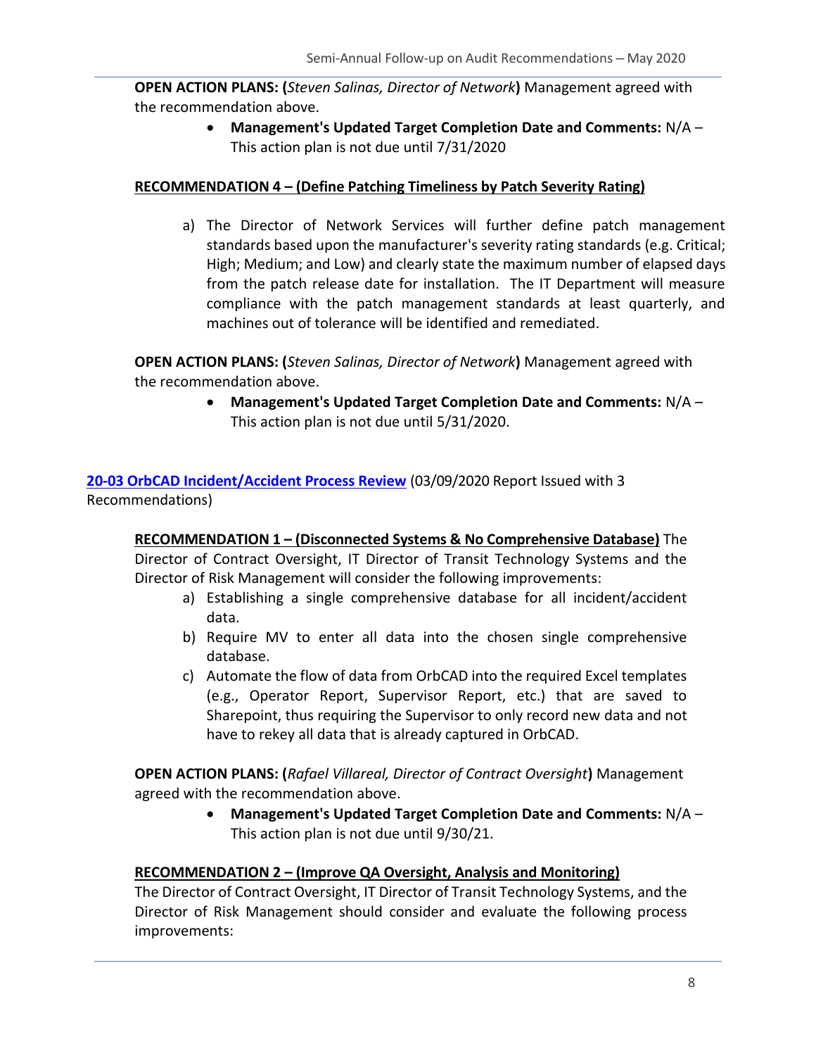**OPEN ACTION PLANS: (***Steven Salinas, Director of Network***)** Management agreed with the recommendation above.

- **Management's Updated Target Completion Date and Comments:** N/A – This action plan is not due until 7/31/2020

**RECOMMENDATION 4 – (Define Patching Timeliness by Patch Severity Rating)**

a) The Director of Network Services will further define patch management standards based upon the manufacturer's severity rating standards (e.g. Critical; High; Medium; and Low) and clearly state the maximum number of elapsed days from the patch release date for installation. The IT Department will measure compliance with the patch management standards at least quarterly, and machines out of tolerance will be identified and remediated.

**OPEN ACTION PLANS: (***Steven Salinas, Director of Network***)** Management agreed with the recommendation above.

- **Management's Updated Target Completion Date and Comments:** N/A – This action plan is not due until 5/31/2020.

**20-03 OrbCAD Incident/Accident Process Review** (03/09/2020 Report Issued with 3 Recommendations)

**RECOMMENDATION 1 – (Disconnected Systems & No Comprehensive Database)** The Director of Contract Oversight, IT Director of Transit Technology Systems and the Director of Risk Management will consider the following improvements:

a) Establishing a single comprehensive database for all incident/accident data.
b) Require MV to enter all data into the chosen single comprehensive database.
c) Automate the flow of data from OrbCAD into the required Excel templates (e.g., Operator Report, Supervisor Report, etc.) that are saved to Sharepoint, thus requiring the Supervisor to only record new data and not have to rekey all data that is already captured in OrbCAD.

**OPEN ACTION PLANS: (***Rafael Villareal, Director of Contract Oversight***)** Management agreed with the recommendation above.

- **Management's Updated Target Completion Date and Comments:** N/A – This action plan is not due until 9/30/21.

**RECOMMENDATION 2 – (Improve QA Oversight, Analysis and Monitoring)**

The Director of Contract Oversight, IT Director of Transit Technology Systems, and the Director of Risk Management should consider and evaluate the following process improvements: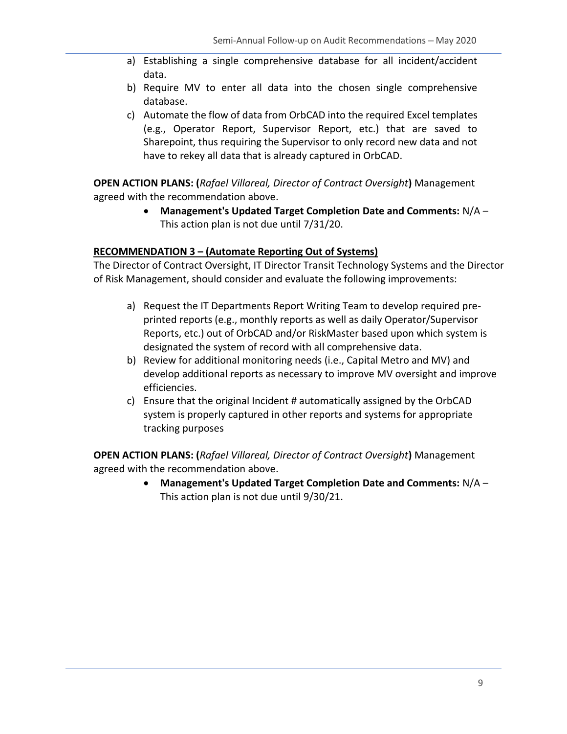a) Establishing a single comprehensive database for all incident/accident data.
b) Require MV to enter all data into the chosen single comprehensive database.
c) Automate the flow of data from OrbCAD into the required Excel templates (e.g., Operator Report, Supervisor Report, etc.) that are saved to Sharepoint, thus requiring the Supervisor to only record new data and not have to rekey all data that is already captured in OrbCAD.

**OPEN ACTION PLANS: (***Rafael Villareal, Director of Contract Oversight***)** Management agreed with the recommendation above.

- **Management's Updated Target Completion Date and Comments:** N/A – This action plan is not due until 7/31/20.

**RECOMMENDATION 3 – (Automate Reporting Out of Systems)**

The Director of Contract Oversight, IT Director Transit Technology Systems and the Director of Risk Management, should consider and evaluate the following improvements:

a) Request the IT Departments Report Writing Team to develop required pre-printed reports (e.g., monthly reports as well as daily Operator/Supervisor Reports, etc.) out of OrbCAD and/or RiskMaster based upon which system is designated the system of record with all comprehensive data.
b) Review for additional monitoring needs (i.e., Capital Metro and MV) and develop additional reports as necessary to improve MV oversight and improve efficiencies.
c) Ensure that the original Incident # automatically assigned by the OrbCAD system is properly captured in other reports and systems for appropriate tracking purposes

**OPEN ACTION PLANS: (***Rafael Villareal, Director of Contract Oversight***)** Management agreed with the recommendation above.

- **Management's Updated Target Completion Date and Comments:** N/A – This action plan is not due until 9/30/21.